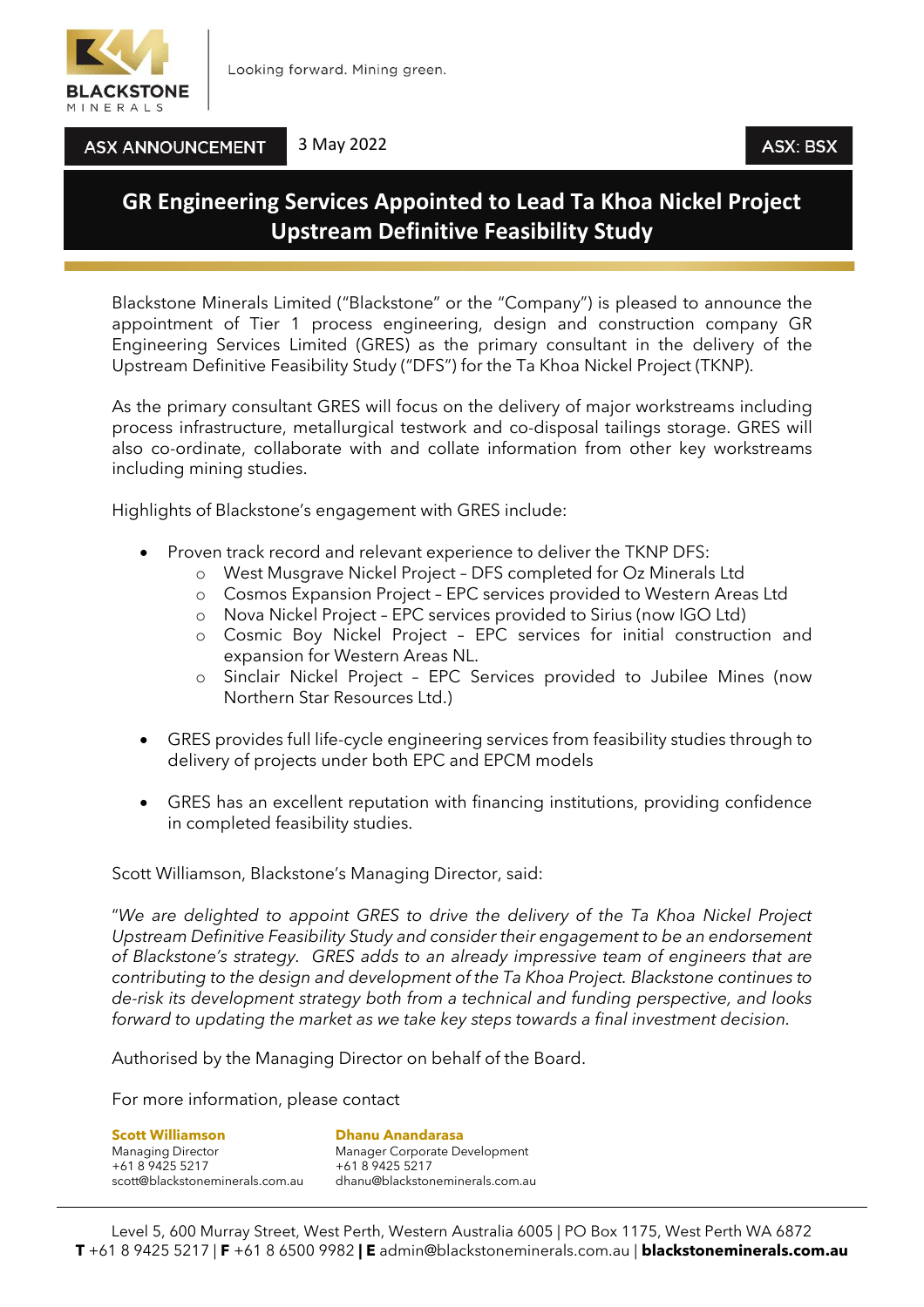BLACKSTONE MINERALS

Looking forward. Mining green.

ASX ANNOUNCEMENT 3 May 2022 ASX: BSX

# GR Engineering Services Appointed to Lead Ta Khoa Nickel Project Upstream Definitive Feasibility Study

Blackstone Minerals Limited ("Blackstone" or the "Company") is pleased to announce the appointment of Tier 1 process engineering, design and construction company GR Engineering Services Limited (GRES) as the primary consultant in the delivery of the Upstream Definitive Feasibility Study ("DFS") for the Ta Khoa Nickel Project (TKNP).

As the primary consultant GRES will focus on the delivery of major workstreams including process infrastructure, metallurgical testwork and co-disposal tailings storage. GRES will also co-ordinate, collaborate with and collate information from other key workstreams including mining studies.

Highlights of Blackstone's engagement with GRES include:

- Proven track record and relevant experience to deliver the TKNP DFS:
  - West Musgrave Nickel Project – DFS completed for Oz Minerals Ltd
  - Cosmos Expansion Project – EPC services provided to Western Areas Ltd
  - Nova Nickel Project – EPC services provided to Sirius (now IGO Ltd)
  - Cosmic Boy Nickel Project – EPC services for initial construction and expansion for Western Areas NL.
  - Sinclair Nickel Project – EPC Services provided to Jubilee Mines (now Northern Star Resources Ltd.)
- GRES provides full life-cycle engineering services from feasibility studies through to delivery of projects under both EPC and EPCM models
- GRES has an excellent reputation with financing institutions, providing confidence in completed feasibility studies.

Scott Williamson, Blackstone's Managing Director, said:

"*We are delighted to appoint GRES to drive the delivery of the Ta Khoa Nickel Project Upstream Definitive Feasibility Study and consider their engagement to be an endorsement of Blackstone's strategy. GRES adds to an already impressive team of engineers that are contributing to the design and development of the Ta Khoa Project. Blackstone continues to de-risk its development strategy both from a technical and funding perspective, and looks forward to updating the market as we take key steps towards a final investment decision.*

Authorised by the Managing Director on behalf of the Board.

For more information, please contact

**Scott Williamson**
Managing Director
+61 8 9425 5217
scott@blackstoneminerals.com.au

**Dhanu Anandarasa**
Manager Corporate Development
+61 8 9425 5217
dhanu@blackstoneminerals.com.au

Level 5, 600 Murray Street, West Perth, Western Australia 6005 | PO Box 1175, West Perth WA 6872
**T** +61 8 9425 5217 | **F** +61 8 6500 9982 | **E** admin@blackstoneminerals.com.au | **blackstoneminerals.com.au**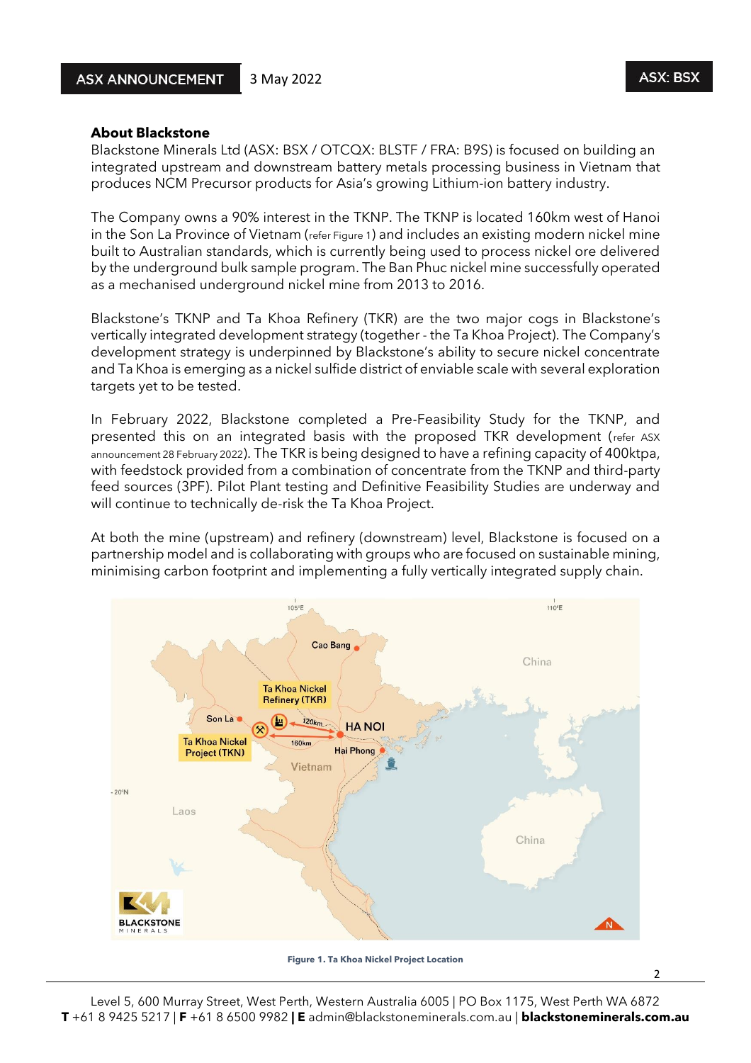## About Blackstone

Blackstone Minerals Ltd (ASX: BSX / OTCQX: BLSTF / FRA: B9S) is focused on building an integrated upstream and downstream battery metals processing business in Vietnam that produces NCM Precursor products for Asia's growing Lithium-ion battery industry.

The Company owns a 90% interest in the TKNP. The TKNP is located 160km west of Hanoi in the Son La Province of Vietnam (refer Figure 1) and includes an existing modern nickel mine built to Australian standards, which is currently being used to process nickel ore delivered by the underground bulk sample program. The Ban Phuc nickel mine successfully operated as a mechanised underground nickel mine from 2013 to 2016.

Blackstone's TKNP and Ta Khoa Refinery (TKR) are the two major cogs in Blackstone's vertically integrated development strategy (together - the Ta Khoa Project). The Company's development strategy is underpinned by Blackstone's ability to secure nickel concentrate and Ta Khoa is emerging as a nickel sulfide district of enviable scale with several exploration targets yet to be tested.

In February 2022, Blackstone completed a Pre-Feasibility Study for the TKNP, and presented this on an integrated basis with the proposed TKR development (refer ASX announcement 28 February 2022). The TKR is being designed to have a refining capacity of 400ktpa, with feedstock provided from a combination of concentrate from the TKNP and third-party feed sources (3PF). Pilot Plant testing and Definitive Feasibility Studies are underway and will continue to technically de-risk the Ta Khoa Project.

At both the mine (upstream) and refinery (downstream) level, Blackstone is focused on a partnership model and is collaborating with groups who are focused on sustainable mining, minimising carbon footprint and implementing a fully vertically integrated supply chain.

**Figure 1. Ta Khoa Nickel Project Location**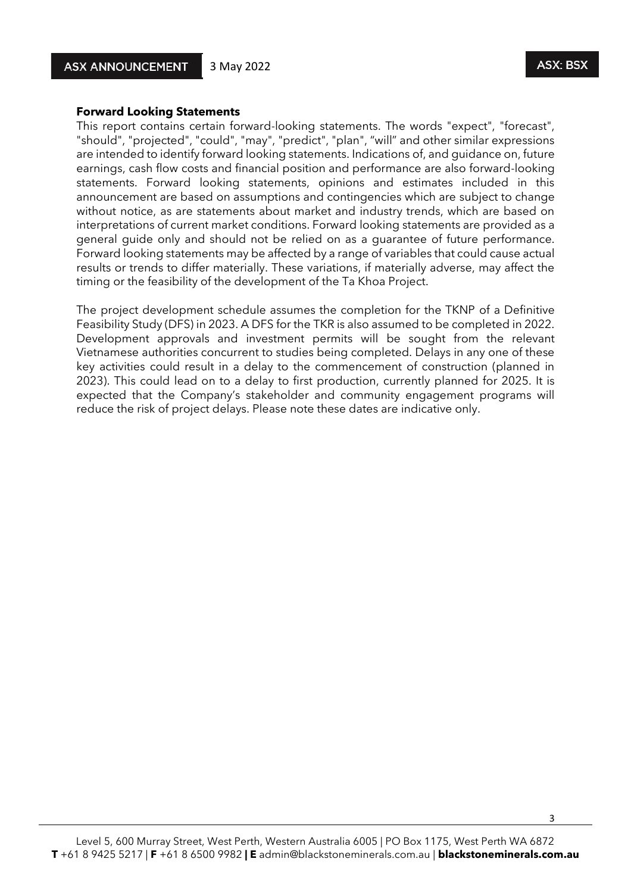**Forward Looking Statements**

This report contains certain forward-looking statements. The words "expect", "forecast", "should", "projected", "could", "may", "predict", "plan", "will" and other similar expressions are intended to identify forward looking statements. Indications of, and guidance on, future earnings, cash flow costs and financial position and performance are also forward-looking statements. Forward looking statements, opinions and estimates included in this announcement are based on assumptions and contingencies which are subject to change without notice, as are statements about market and industry trends, which are based on interpretations of current market conditions. Forward looking statements are provided as a general guide only and should not be relied on as a guarantee of future performance. Forward looking statements may be affected by a range of variables that could cause actual results or trends to differ materially. These variations, if materially adverse, may affect the timing or the feasibility of the development of the Ta Khoa Project.

The project development schedule assumes the completion for the TKNP of a Definitive Feasibility Study (DFS) in 2023. A DFS for the TKR is also assumed to be completed in 2022. Development approvals and investment permits will be sought from the relevant Vietnamese authorities concurrent to studies being completed. Delays in any one of these key activities could result in a delay to the commencement of construction (planned in 2023). This could lead on to a delay to first production, currently planned for 2025. It is expected that the Company's stakeholder and community engagement programs will reduce the risk of project delays. Please note these dates are indicative only.